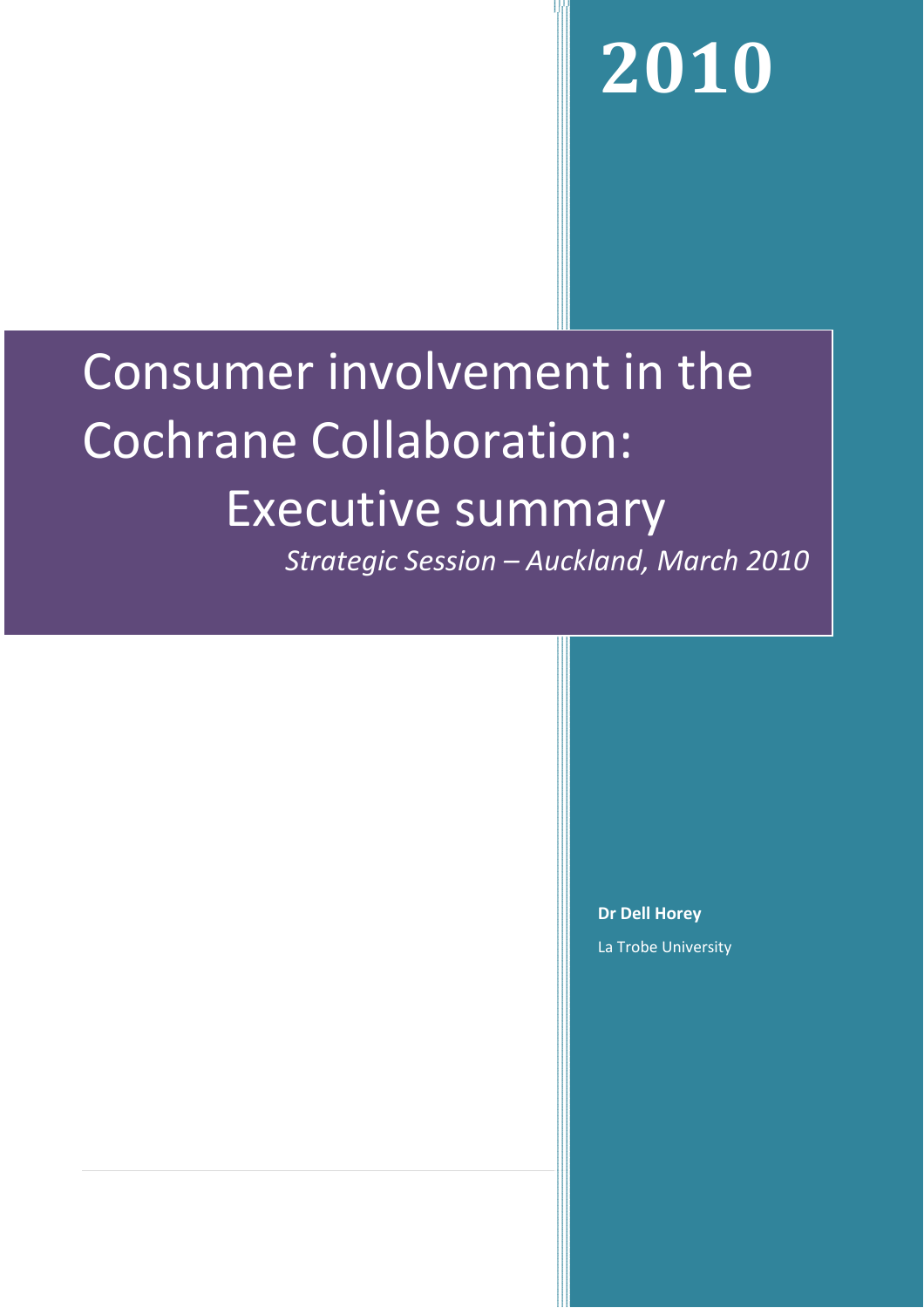# 2010

# Consumer involvement in the Cochrane Collaboration: Executive summary

*Strategic Session – Auckland, March 2010*

**Dr Dell Horey**

La Trobe University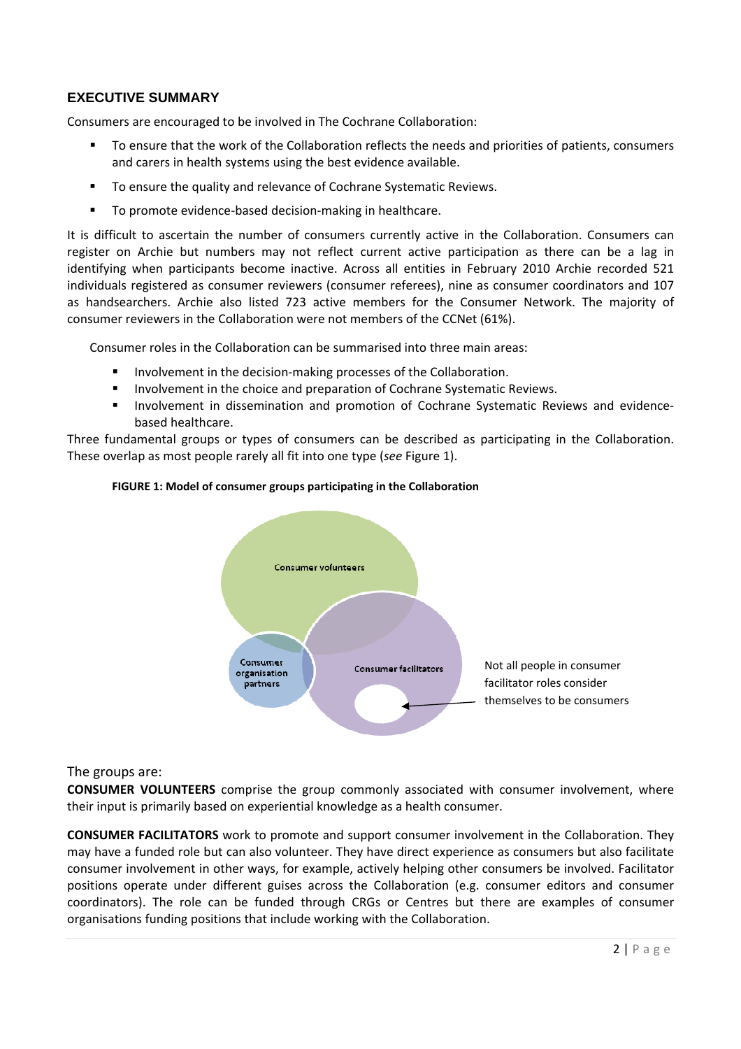## EXECUTIVE SUMMARY

Consumers are encouraged to be involved in The Cochrane Collaboration:

- To ensure that the work of the Collaboration reflects the needs and priorities of patients, consumers and carers in health systems using the best evidence available.
- To ensure the quality and relevance of Cochrane Systematic Reviews.
- To promote evidence-based decision-making in healthcare.

It is difficult to ascertain the number of consumers currently active in the Collaboration. Consumers can register on Archie but numbers may not reflect current active participation as there can be a lag in identifying when participants become inactive. Across all entities in February 2010 Archie recorded 521 individuals registered as consumer reviewers (consumer referees), nine as consumer coordinators and 107 as handsearchers. Archie also listed 723 active members for the Consumer Network. The majority of consumer reviewers in the Collaboration were not members of the CCNet (61%).

Consumer roles in the Collaboration can be summarised into three main areas:

- Involvement in the decision-making processes of the Collaboration.
- Involvement in the choice and preparation of Cochrane Systematic Reviews.
- Involvement in dissemination and promotion of Cochrane Systematic Reviews and evidence-based healthcare.

Three fundamental groups or types of consumers can be described as participating in the Collaboration. These overlap as most people rarely all fit into one type (*see* Figure 1).

**FIGURE 1: Model of consumer groups participating in the Collaboration**

Consumer volunteers

Consumer organisation partners

Consumer facilitators

Not all people in consumer facilitator roles consider themselves to be consumers

The groups are:

**CONSUMER VOLUNTEERS** comprise the group commonly associated with consumer involvement, where their input is primarily based on experiential knowledge as a health consumer.

**CONSUMER FACILITATORS** work to promote and support consumer involvement in the Collaboration. They may have a funded role but can also volunteer. They have direct experience as consumers but also facilitate consumer involvement in other ways, for example, actively helping other consumers be involved. Facilitator positions operate under different guises across the Collaboration (e.g. consumer editors and consumer coordinators). The role can be funded through CRGs or Centres but there are examples of consumer organisations funding positions that include working with the Collaboration.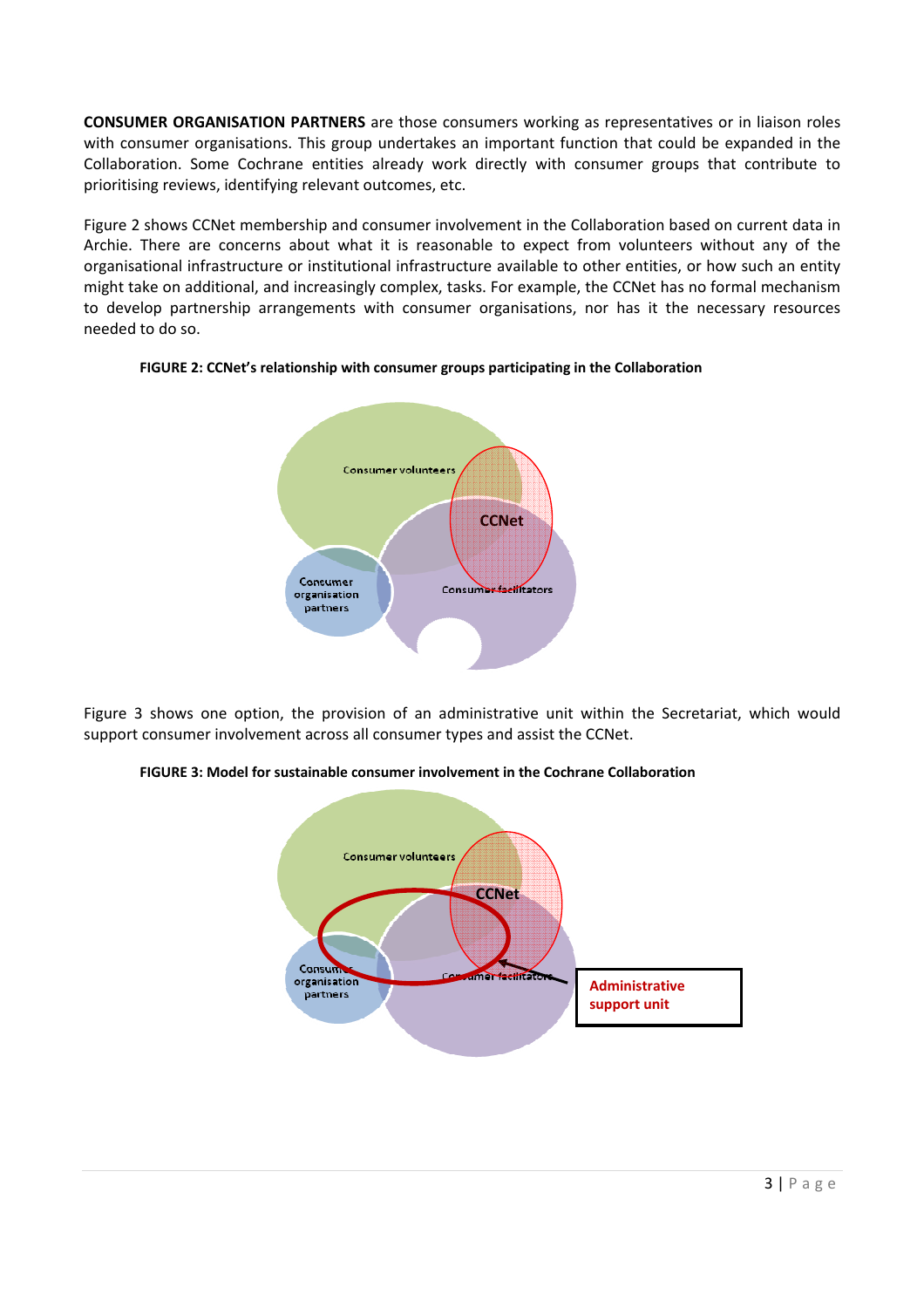**CONSUMER ORGANISATION PARTNERS** are those consumers working as representatives or in liaison roles with consumer organisations. This group undertakes an important function that could be expanded in the Collaboration. Some Cochrane entities already work directly with consumer groups that contribute to prioritising reviews, identifying relevant outcomes, etc.

Figure 2 shows CCNet membership and consumer involvement in the Collaboration based on current data in Archie. There are concerns about what it is reasonable to expect from volunteers without any of the organisational infrastructure or institutional infrastructure available to other entities, or how such an entity might take on additional, and increasingly complex, tasks. For example, the CCNet has no formal mechanism to develop partnership arrangements with consumer organisations, nor has it the necessary resources needed to do so.

**FIGURE 2: CCNet's relationship with consumer groups participating in the Collaboration**

Figure 3 shows one option, the provision of an administrative unit within the Secretariat, which would support consumer involvement across all consumer types and assist the CCNet.

**FIGURE 3: Model for sustainable consumer involvement in the Cochrane Collaboration**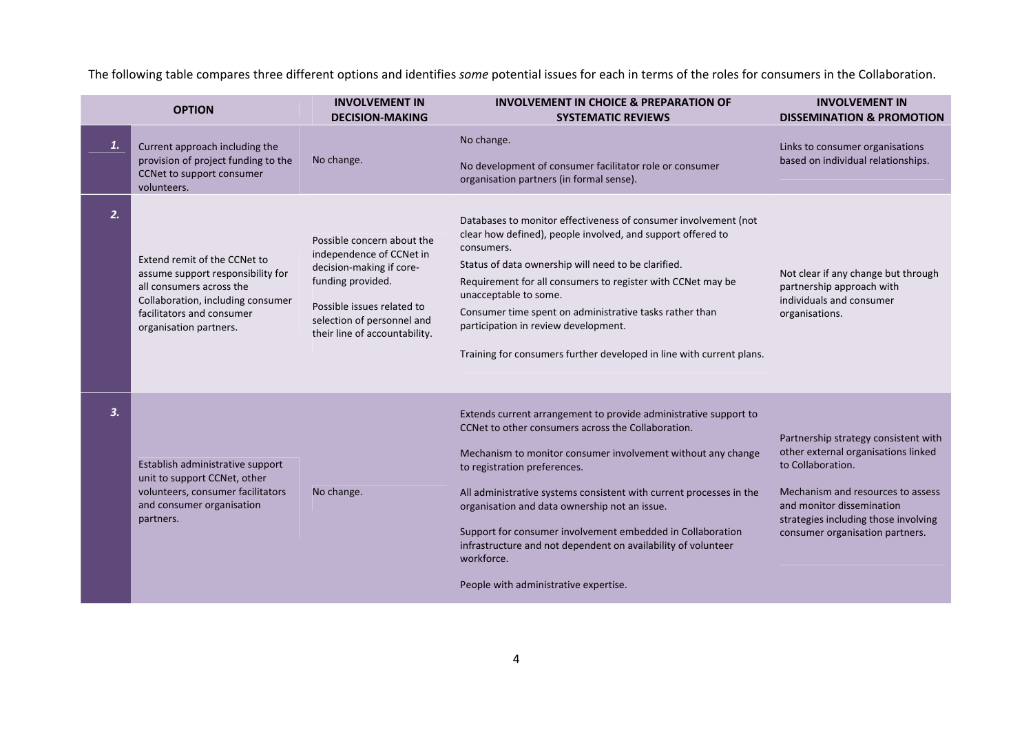The following table compares three different options and identifies *some* potential issues for each in terms of the roles for consumers in the Collaboration.

| OPTION | | INVOLVEMENT IN DECISION-MAKING | INVOLVEMENT IN CHOICE & PREPARATION OF SYSTEMATIC REVIEWS | INVOLVEMENT IN DISSEMINATION & PROMOTION |
|---|---|---|---|---|
| *1.* | Current approach including the provision of project funding to the CCNet to support consumer volunteers. | No change. | No change.<br><br>No development of consumer facilitator role or consumer organisation partners (in formal sense). | Links to consumer organisations based on individual relationships. |
| *2.* | Extend remit of the CCNet to assume support responsibility for all consumers across the Collaboration, including consumer facilitators and consumer organisation partners. | Possible concern about the independence of CCNet in decision-making if core-funding provided.<br><br>Possible issues related to selection of personnel and their line of accountability. | Databases to monitor effectiveness of consumer involvement (not clear how defined), people involved, and support offered to consumers.<br><br>Status of data ownership will need to be clarified.<br><br>Requirement for all consumers to register with CCNet may be unacceptable to some.<br><br>Consumer time spent on administrative tasks rather than participation in review development.<br><br>Training for consumers further developed in line with current plans. | Not clear if any change but through partnership approach with individuals and consumer organisations. |
| *3.* | Establish administrative support unit to support CCNet, other volunteers, consumer facilitators and consumer organisation partners. | No change. | Extends current arrangement to provide administrative support to CCNet to other consumers across the Collaboration.<br><br>Mechanism to monitor consumer involvement without any change to registration preferences.<br><br>All administrative systems consistent with current processes in the organisation and data ownership not an issue.<br><br>Support for consumer involvement embedded in Collaboration infrastructure and not dependent on availability of volunteer workforce.<br><br>People with administrative expertise. | Partnership strategy consistent with other external organisations linked to Collaboration.<br><br>Mechanism and resources to assess and monitor dissemination strategies including those involving consumer organisation partners. |